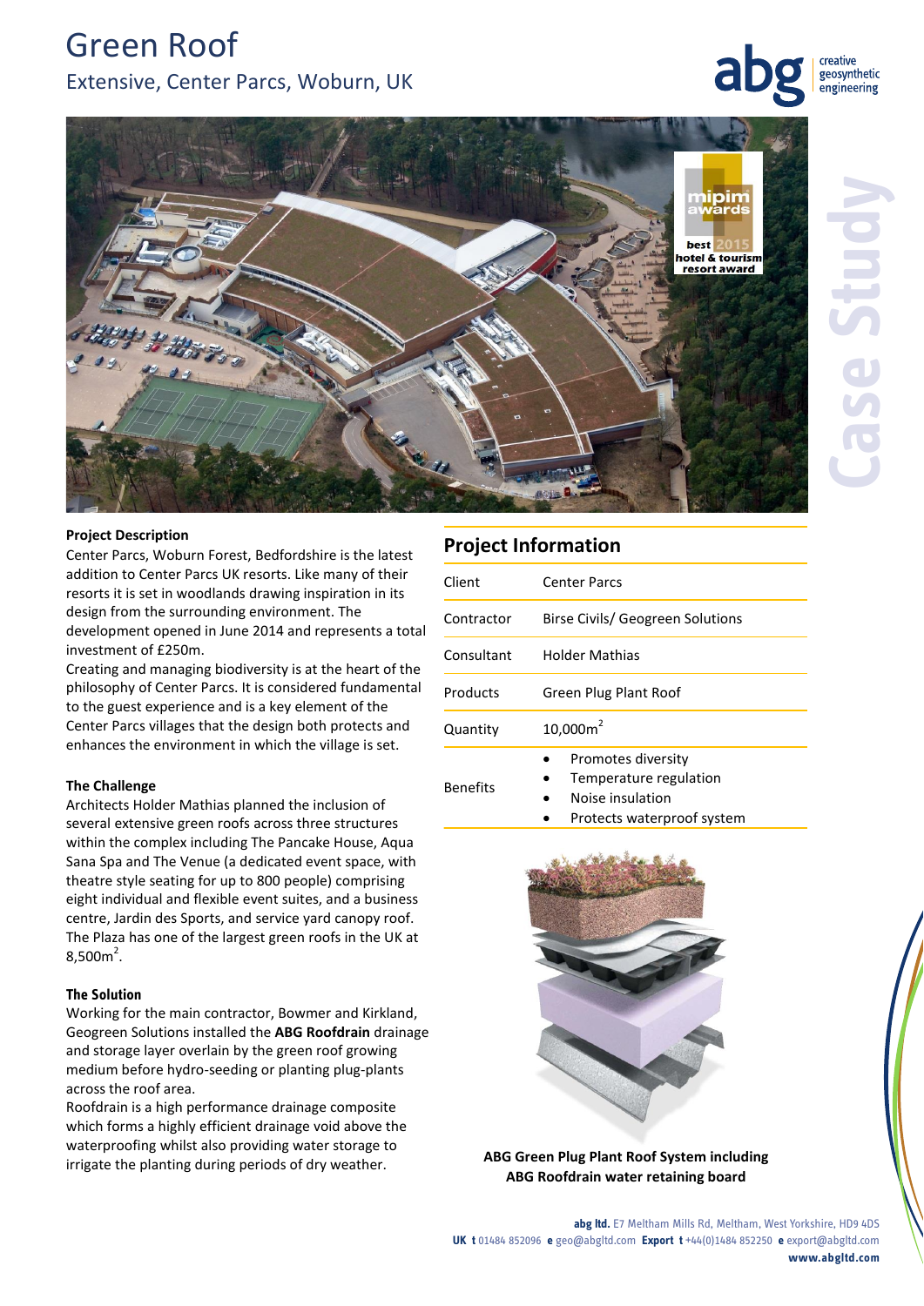# Green Roof

## Extensive, Center Parcs, Woburn, UK

### Project Description

Center Parcs, Woburn Forest, Bedfordshire is the latest addition to Center Parcs UK resorts. Like many of their resorts it is set in woodlands drawing inspiration in its design from the surrounding environment. The development opened in June 2014 and represents a total investment of £250m.

Creating and managing biodiversity is at the heart of the philosophy of Center Parcs. It is considered fundamental to the guest experience and is a key element of the Center Parcs villages that the design both protects and enhances the environment in which the village is set.

### The Challenge

Architects Holder Mathias planned the inclusion of several extensive green roofs across three structures within the complex including The Pancake House, Aqua Sana Spa and The Venue (a dedicated event space, with theatre style seating for up to 800 people) comprising eight individual and flexible event suites, and a business centre, Jardin des Sports, and service yard canopy roof. The Plaza has one of the largest green roofs in the UK at 8,500m$^2$.

### The Solution

Working for the main contractor, Bowmer and Kirkland, Geogreen Solutions installed the **ABG Roofdrain** drainage and storage layer overlain by the green roof growing medium before hydro-seeding or planting plug-plants across the roof area.

Roofdrain is a high performance drainage composite which forms a highly efficient drainage void above the waterproofing whilst also providing water storage to irrigate the planting during periods of dry weather.

## Project Information

| | |
|---|---|
| Client | Center Parcs |
| Contractor | Birse Civils/ Geogreen Solutions |
| Consultant | Holder Mathias |
| Products | Green Plug Plant Roof |
| Quantity | 10,000m$^2$ |
| Benefits | • Promotes diversity<br>• Temperature regulation<br>• Noise insulation<br>• Protects waterproof system |

**ABG Green Plug Plant Roof System including ABG Roofdrain water retaining board**

**abg ltd.** E7 Meltham Mills Rd, Meltham, West Yorkshire, HD9 4DS
**UK t** 01484 852096 **e** geo@abgltd.com **Export t** +44(0)1484 852250 **e** export@abgltd.com
**www.abgltd.com**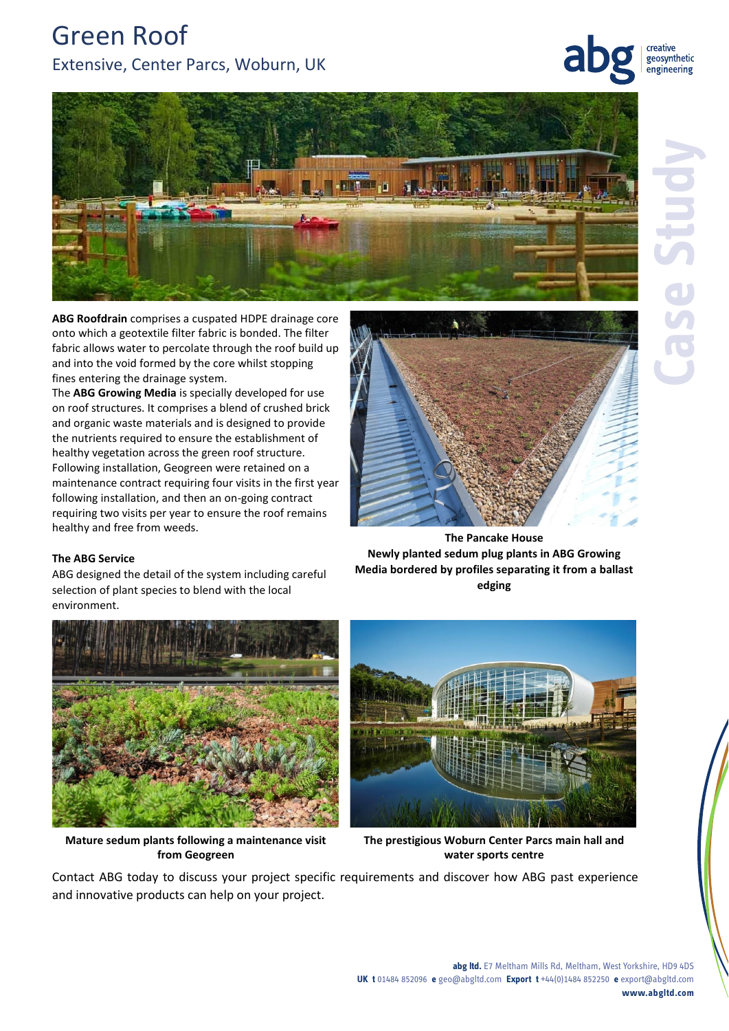# Green Roof

## Extensive, Center Parcs, Woburn, UK

**ABG Roofdrain** comprises a cuspated HDPE drainage core onto which a geotextile filter fabric is bonded. The filter fabric allows water to percolate through the roof build up and into the void formed by the core whilst stopping fines entering the drainage system.

The **ABG Growing Media** is specially developed for use on roof structures. It comprises a blend of crushed brick and organic waste materials and is designed to provide the nutrients required to ensure the establishment of healthy vegetation across the green roof structure. Following installation, Geogreen were retained on a maintenance contract requiring four visits in the first year following installation, and then an on-going contract requiring two visits per year to ensure the roof remains healthy and free from weeds.

**The Pancake House**
**Newly planted sedum plug plants in ABG Growing Media bordered by profiles separating it from a ballast edging**

### The ABG Service

ABG designed the detail of the system including careful selection of plant species to blend with the local environment.

**Mature sedum plants following a maintenance visit from Geogreen**

**The prestigious Woburn Center Parcs main hall and water sports centre**

Contact ABG today to discuss your project specific requirements and discover how ABG past experience and innovative products can help on your project.

**abg ltd.** E7 Meltham Mills Rd, Meltham, West Yorkshire, HD9 4DS
**UK t** 01484 852096 **e** geo@abgltd.com **Export t** +44(0)1484 852250 **e** export@abgltd.com
**www.abgltd.com**